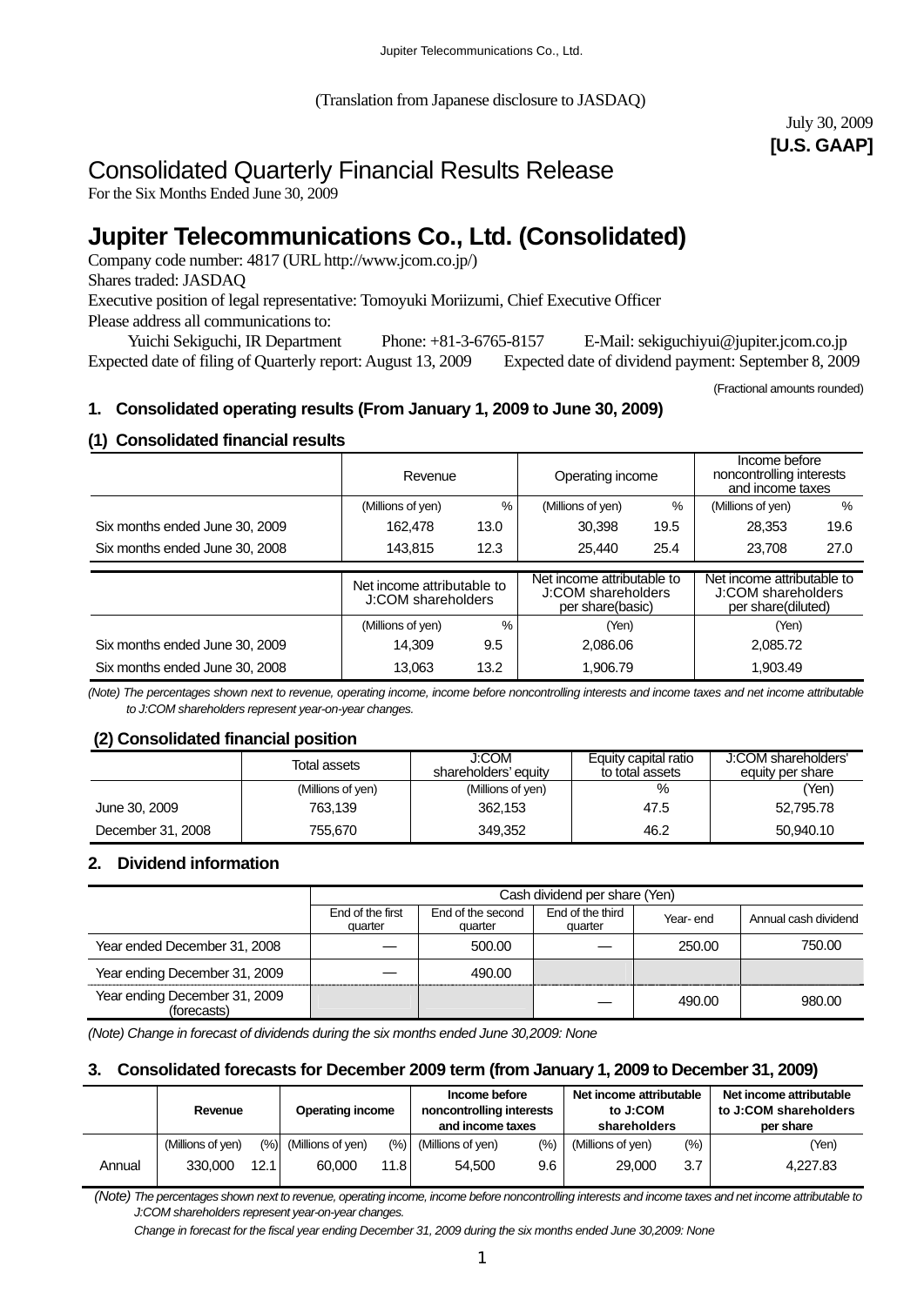(Translation from Japanese disclosure to JASDAQ)

July 30, 2009
**[U.S. GAAP]**

# Consolidated Quarterly Financial Results Release

For the Six Months Ended June 30, 2009

# Jupiter Telecommunications Co., Ltd. (Consolidated)

Company code number: 4817 (URL http://www.jcom.co.jp/)
Shares traded: JASDAQ
Executive position of legal representative: Tomoyuki Moriizumi, Chief Executive Officer
Please address all communications to:
Yuichi Sekiguchi, IR Department Phone: +81-3-6765-8157 E-Mail: sekiguchiyui@jupiter.jcom.co.jp
Expected date of filing of Quarterly report: August 13, 2009 Expected date of dividend payment: September 8, 2009

(Fractional amounts rounded)

## 1. Consolidated operating results (From January 1, 2009 to June 30, 2009)

### (1) Consolidated financial results

| | Revenue | | Operating income | | Income before noncontrolling interests and income taxes | |
|---|---|---|---|---|---|---|
| | (Millions of yen) | % | (Millions of yen) | % | (Millions of yen) | % |
| Six months ended June 30, 2009 | 162,478 | 13.0 | 30,398 | 19.5 | 28,353 | 19.6 |
| Six months ended June 30, 2008 | 143,815 | 12.3 | 25,440 | 25.4 | 23,708 | 27.0 |

| | Net income attributable to J:COM shareholders | | Net income attributable to J:COM shareholders per share(basic) | Net income attributable to J:COM shareholders per share(diluted) |
|---|---|---|---|---|
| | (Millions of yen) | % | (Yen) | (Yen) |
| Six months ended June 30, 2009 | 14,309 | 9.5 | 2,086.06 | 2,085.72 |
| Six months ended June 30, 2008 | 13,063 | 13.2 | 1,906.79 | 1,903.49 |

*(Note) The percentages shown next to revenue, operating income, income before noncontrolling interests and income taxes and net income attributable to J:COM shareholders represent year-on-year changes.*

### (2) Consolidated financial position

| | Total assets | J:COM shareholders' equity | Equity capital ratio to total assets | J:COM shareholders' equity per share |
|---|---|---|---|---|
| | (Millions of yen) | (Millions of yen) | % | (Yen) |
| June 30, 2009 | 763,139 | 362,153 | 47.5 | 52,795.78 |
| December 31, 2008 | 755,670 | 349,352 | 46.2 | 50,940.10 |

## 2. Dividend information

| | Cash dividend per share (Yen) | | | | |
|---|---|---|---|---|---|
| | End of the first quarter | End of the second quarter | End of the third quarter | Year- end | Annual cash dividend |
| Year ended December 31, 2008 | — | 500.00 | — | 250.00 | 750.00 |
| Year ending December 31, 2009 | — | 490.00 | | | |
| Year ending December 31, 2009 (forecasts) | | | — | 490.00 | 980.00 |

*(Note) Change in forecast of dividends during the six months ended June 30,2009: None*

## 3. Consolidated forecasts for December 2009 term (from January 1, 2009 to December 31, 2009)

| | Revenue | | Operating income | | Income before noncontrolling interests and income taxes | | Net income attributable to J:COM shareholders | | Net income attributable to J:COM shareholders per share |
|---|---|---|---|---|---|---|---|---|---|
| | (Millions of yen) | (%) | (Millions of yen) | (%) | (Millions of yen) | (%) | (Millions of yen) | (%) | (Yen) |
| Annual | 330,000 | 12.1 | 60,000 | 11.8 | 54,500 | 9.6 | 29,000 | 3.7 | 4,227.83 |

*(Note) The percentages shown next to revenue, operating income, income before noncontrolling interests and income taxes and net income attributable to J:COM shareholders represent year-on-year changes.*

*Change in forecast for the fiscal year ending December 31, 2009 during the six months ended June 30,2009: None*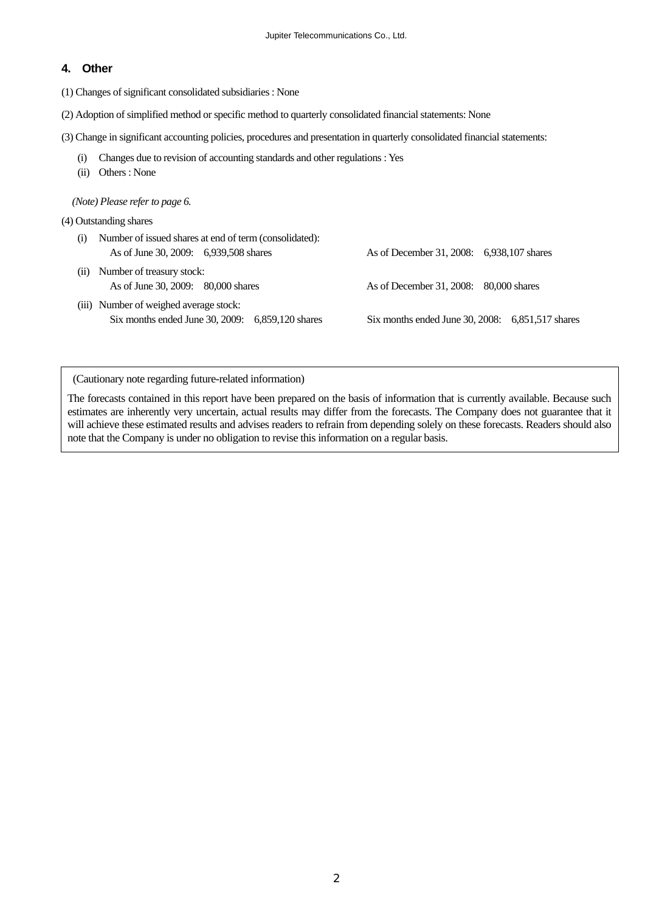## 4. Other

(1) Changes of significant consolidated subsidiaries : None

(2) Adoption of simplified method or specific method to quarterly consolidated financial statements: None

(3) Change in significant accounting policies, procedures and presentation in quarterly consolidated financial statements:

(i) Changes due to revision of accounting standards and other regulations : Yes

(ii) Others : None

*(Note) Please refer to page 6.*

(4) Outstanding shares

(i) Number of issued shares at end of term (consolidated):

As of June 30, 2009: 6,939,508 shares    As of December 31, 2008: 6,938,107 shares

(ii) Number of treasury stock:

As of June 30, 2009: 80,000 shares    As of December 31, 2008: 80,000 shares

(iii) Number of weighed average stock:

Six months ended June 30, 2009: 6,859,120 shares    Six months ended June 30, 2008: 6,851,517 shares

(Cautionary note regarding future-related information)

The forecasts contained in this report have been prepared on the basis of information that is currently available. Because such estimates are inherently very uncertain, actual results may differ from the forecasts. The Company does not guarantee that it will achieve these estimated results and advises readers to refrain from depending solely on these forecasts. Readers should also note that the Company is under no obligation to revise this information on a regular basis.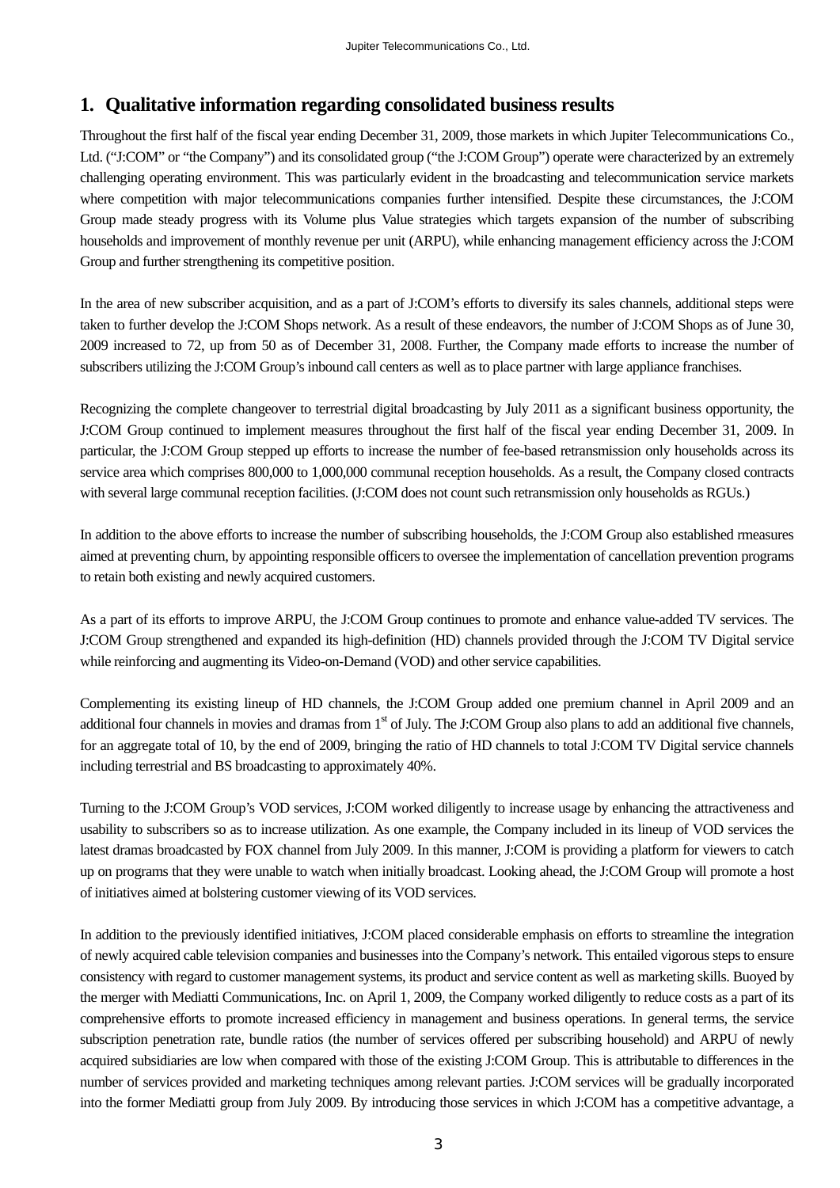## 1. Qualitative information regarding consolidated business results

Throughout the first half of the fiscal year ending December 31, 2009, those markets in which Jupiter Telecommunications Co., Ltd. ("J:COM" or "the Company") and its consolidated group ("the J:COM Group") operate were characterized by an extremely challenging operating environment. This was particularly evident in the broadcasting and telecommunication service markets where competition with major telecommunications companies further intensified. Despite these circumstances, the J:COM Group made steady progress with its Volume plus Value strategies which targets expansion of the number of subscribing households and improvement of monthly revenue per unit (ARPU), while enhancing management efficiency across the J:COM Group and further strengthening its competitive position.

In the area of new subscriber acquisition, and as a part of J:COM's efforts to diversify its sales channels, additional steps were taken to further develop the J:COM Shops network. As a result of these endeavors, the number of J:COM Shops as of June 30, 2009 increased to 72, up from 50 as of December 31, 2008. Further, the Company made efforts to increase the number of subscribers utilizing the J:COM Group's inbound call centers as well as to place partner with large appliance franchises.

Recognizing the complete changeover to terrestrial digital broadcasting by July 2011 as a significant business opportunity, the J:COM Group continued to implement measures throughout the first half of the fiscal year ending December 31, 2009. In particular, the J:COM Group stepped up efforts to increase the number of fee-based retransmission only households across its service area which comprises 800,000 to 1,000,000 communal reception households. As a result, the Company closed contracts with several large communal reception facilities. (J:COM does not count such retransmission only households as RGUs.)

In addition to the above efforts to increase the number of subscribing households, the J:COM Group also established rmeasures aimed at preventing churn, by appointing responsible officers to oversee the implementation of cancellation prevention programs to retain both existing and newly acquired customers.

As a part of its efforts to improve ARPU, the J:COM Group continues to promote and enhance value-added TV services. The J:COM Group strengthened and expanded its high-definition (HD) channels provided through the J:COM TV Digital service while reinforcing and augmenting its Video-on-Demand (VOD) and other service capabilities.

Complementing its existing lineup of HD channels, the J:COM Group added one premium channel in April 2009 and an additional four channels in movies and dramas from 1st of July. The J:COM Group also plans to add an additional five channels, for an aggregate total of 10, by the end of 2009, bringing the ratio of HD channels to total J:COM TV Digital service channels including terrestrial and BS broadcasting to approximately 40%.

Turning to the J:COM Group's VOD services, J:COM worked diligently to increase usage by enhancing the attractiveness and usability to subscribers so as to increase utilization. As one example, the Company included in its lineup of VOD services the latest dramas broadcasted by FOX channel from July 2009. In this manner, J:COM is providing a platform for viewers to catch up on programs that they were unable to watch when initially broadcast. Looking ahead, the J:COM Group will promote a host of initiatives aimed at bolstering customer viewing of its VOD services.

In addition to the previously identified initiatives, J:COM placed considerable emphasis on efforts to streamline the integration of newly acquired cable television companies and businesses into the Company's network. This entailed vigorous steps to ensure consistency with regard to customer management systems, its product and service content as well as marketing skills. Buoyed by the merger with Mediatti Communications, Inc. on April 1, 2009, the Company worked diligently to reduce costs as a part of its comprehensive efforts to promote increased efficiency in management and business operations. In general terms, the service subscription penetration rate, bundle ratios (the number of services offered per subscribing household) and ARPU of newly acquired subsidiaries are low when compared with those of the existing J:COM Group. This is attributable to differences in the number of services provided and marketing techniques among relevant parties. J:COM services will be gradually incorporated into the former Mediatti group from July 2009. By introducing those services in which J:COM has a competitive advantage, a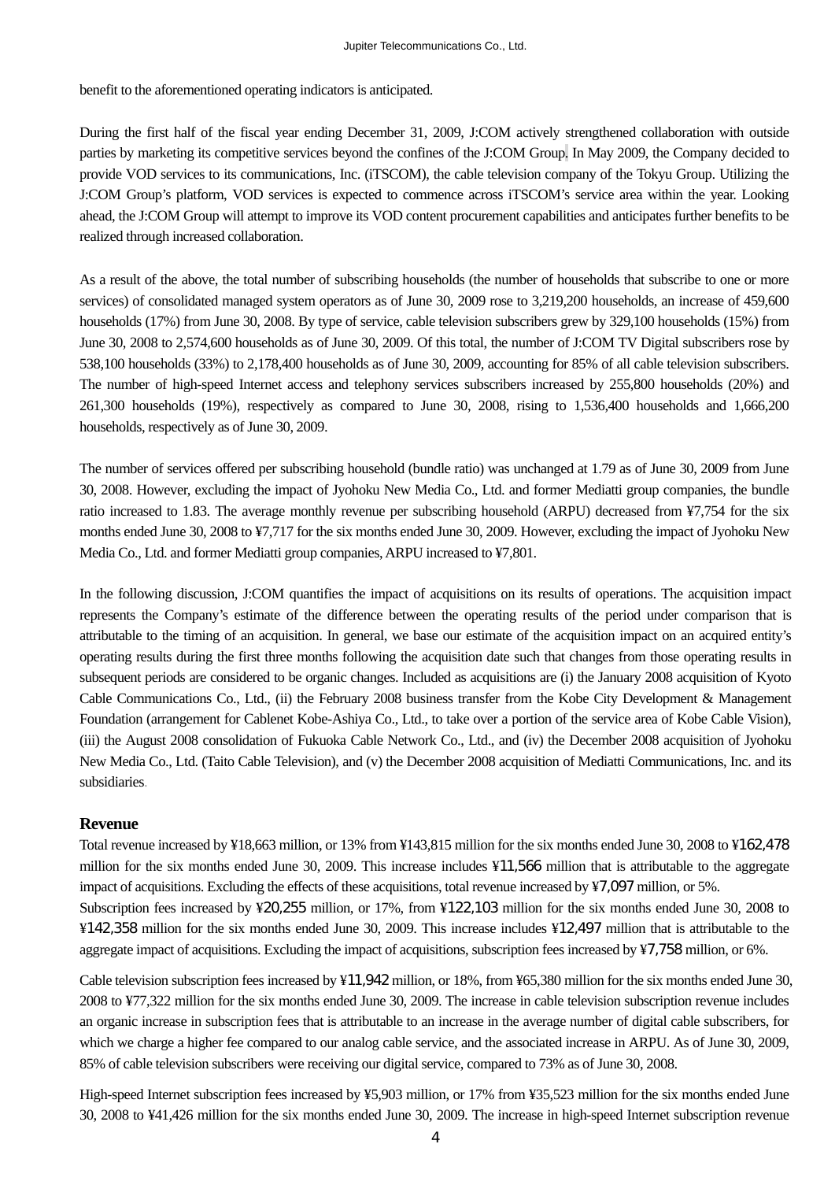benefit to the aforementioned operating indicators is anticipated.

During the first half of the fiscal year ending December 31, 2009, J:COM actively strengthened collaboration with outside parties by marketing its competitive services beyond the confines of the J:COM Group. In May 2009, the Company decided to provide VOD services to its communications, Inc. (iTSCOM), the cable television company of the Tokyu Group. Utilizing the J:COM Group's platform, VOD services is expected to commence across iTSCOM's service area within the year. Looking ahead, the J:COM Group will attempt to improve its VOD content procurement capabilities and anticipates further benefits to be realized through increased collaboration.

As a result of the above, the total number of subscribing households (the number of households that subscribe to one or more services) of consolidated managed system operators as of June 30, 2009 rose to 3,219,200 households, an increase of 459,600 households (17%) from June 30, 2008. By type of service, cable television subscribers grew by 329,100 households (15%) from June 30, 2008 to 2,574,600 households as of June 30, 2009. Of this total, the number of J:COM TV Digital subscribers rose by 538,100 households (33%) to 2,178,400 households as of June 30, 2009, accounting for 85% of all cable television subscribers. The number of high-speed Internet access and telephony services subscribers increased by 255,800 households (20%) and 261,300 households (19%), respectively as compared to June 30, 2008, rising to 1,536,400 households and 1,666,200 households, respectively as of June 30, 2009.

The number of services offered per subscribing household (bundle ratio) was unchanged at 1.79 as of June 30, 2009 from June 30, 2008. However, excluding the impact of Jyohoku New Media Co., Ltd. and former Mediatti group companies, the bundle ratio increased to 1.83. The average monthly revenue per subscribing household (ARPU) decreased from ¥7,754 for the six months ended June 30, 2008 to ¥7,717 for the six months ended June 30, 2009. However, excluding the impact of Jyohoku New Media Co., Ltd. and former Mediatti group companies, ARPU increased to ¥7,801.

In the following discussion, J:COM quantifies the impact of acquisitions on its results of operations. The acquisition impact represents the Company's estimate of the difference between the operating results of the period under comparison that is attributable to the timing of an acquisition. In general, we base our estimate of the acquisition impact on an acquired entity's operating results during the first three months following the acquisition date such that changes from those operating results in subsequent periods are considered to be organic changes. Included as acquisitions are (i) the January 2008 acquisition of Kyoto Cable Communications Co., Ltd., (ii) the February 2008 business transfer from the Kobe City Development & Management Foundation (arrangement for Cablenet Kobe-Ashiya Co., Ltd., to take over a portion of the service area of Kobe Cable Vision), (iii) the August 2008 consolidation of Fukuoka Cable Network Co., Ltd., and (iv) the December 2008 acquisition of Jyohoku New Media Co., Ltd. (Taito Cable Television), and (v) the December 2008 acquisition of Mediatti Communications, Inc. and its subsidiaries.

## Revenue

Total revenue increased by ¥18,663 million, or 13% from ¥143,815 million for the six months ended June 30, 2008 to ¥162,478 million for the six months ended June 30, 2009. This increase includes ¥11,566 million that is attributable to the aggregate impact of acquisitions. Excluding the effects of these acquisitions, total revenue increased by ¥7,097 million, or 5%.

Subscription fees increased by ¥20,255 million, or 17%, from ¥122,103 million for the six months ended June 30, 2008 to ¥142,358 million for the six months ended June 30, 2009. This increase includes ¥12,497 million that is attributable to the aggregate impact of acquisitions. Excluding the impact of acquisitions, subscription fees increased by ¥7,758 million, or 6%.

Cable television subscription fees increased by ¥11,942 million, or 18%, from ¥65,380 million for the six months ended June 30, 2008 to ¥77,322 million for the six months ended June 30, 2009. The increase in cable television subscription revenue includes an organic increase in subscription fees that is attributable to an increase in the average number of digital cable subscribers, for which we charge a higher fee compared to our analog cable service, and the associated increase in ARPU. As of June 30, 2009, 85% of cable television subscribers were receiving our digital service, compared to 73% as of June 30, 2008.

High-speed Internet subscription fees increased by ¥5,903 million, or 17% from ¥35,523 million for the six months ended June 30, 2008 to ¥41,426 million for the six months ended June 30, 2009. The increase in high-speed Internet subscription revenue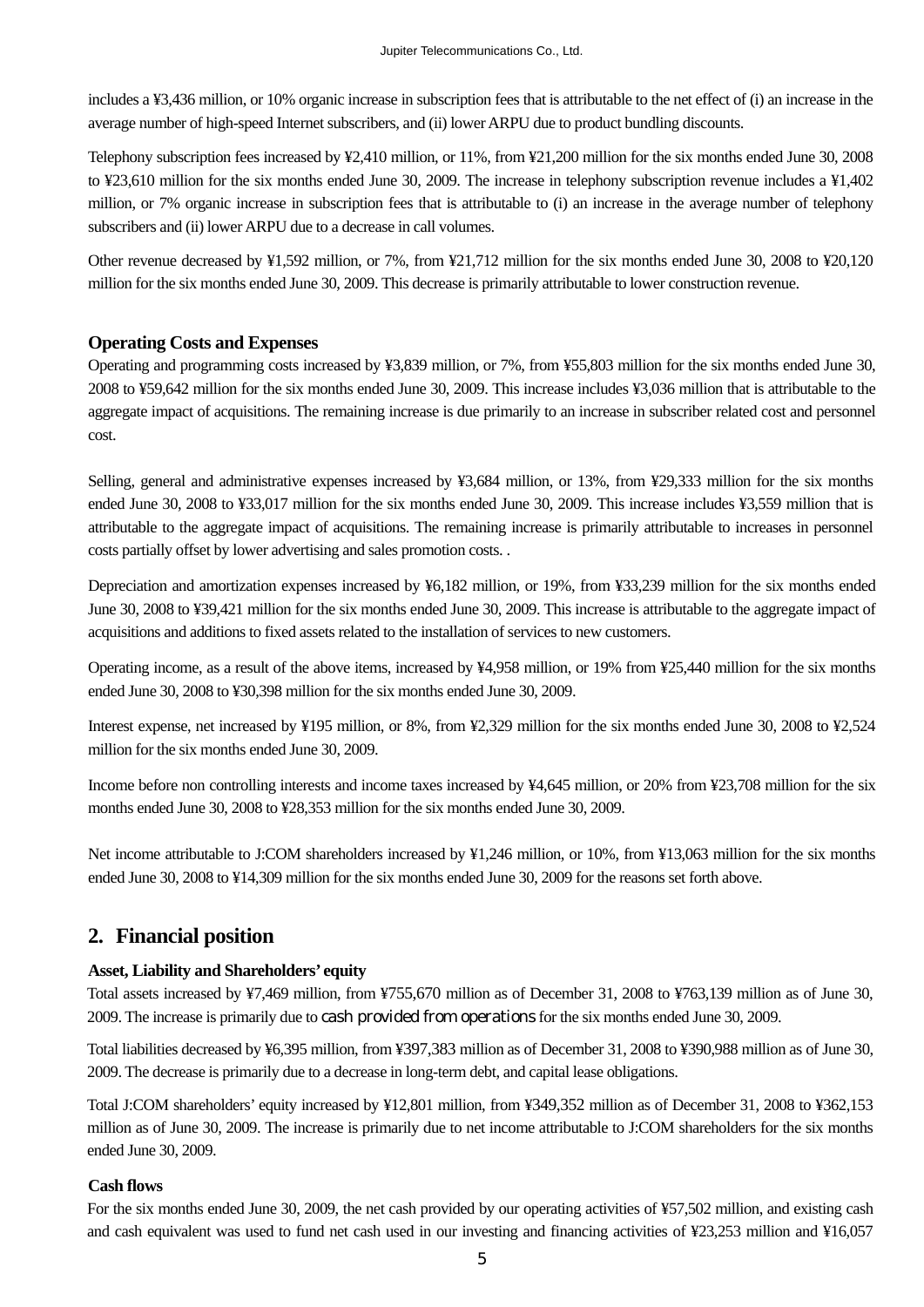includes a ¥3,436 million, or 10% organic increase in subscription fees that is attributable to the net effect of (i) an increase in the average number of high-speed Internet subscribers, and (ii) lower ARPU due to product bundling discounts.

Telephony subscription fees increased by ¥2,410 million, or 11%, from ¥21,200 million for the six months ended June 30, 2008 to ¥23,610 million for the six months ended June 30, 2009. The increase in telephony subscription revenue includes a ¥1,402 million, or 7% organic increase in subscription fees that is attributable to (i) an increase in the average number of telephony subscribers and (ii) lower ARPU due to a decrease in call volumes.

Other revenue decreased by ¥1,592 million, or 7%, from ¥21,712 million for the six months ended June 30, 2008 to ¥20,120 million for the six months ended June 30, 2009. This decrease is primarily attributable to lower construction revenue.

### Operating Costs and Expenses

Operating and programming costs increased by ¥3,839 million, or 7%, from ¥55,803 million for the six months ended June 30, 2008 to ¥59,642 million for the six months ended June 30, 2009. This increase includes ¥3,036 million that is attributable to the aggregate impact of acquisitions. The remaining increase is due primarily to an increase in subscriber related cost and personnel cost.

Selling, general and administrative expenses increased by ¥3,684 million, or 13%, from ¥29,333 million for the six months ended June 30, 2008 to ¥33,017 million for the six months ended June 30, 2009. This increase includes ¥3,559 million that is attributable to the aggregate impact of acquisitions. The remaining increase is primarily attributable to increases in personnel costs partially offset by lower advertising and sales promotion costs. .

Depreciation and amortization expenses increased by ¥6,182 million, or 19%, from ¥33,239 million for the six months ended June 30, 2008 to ¥39,421 million for the six months ended June 30, 2009. This increase is attributable to the aggregate impact of acquisitions and additions to fixed assets related to the installation of services to new customers.

Operating income, as a result of the above items, increased by ¥4,958 million, or 19% from ¥25,440 million for the six months ended June 30, 2008 to ¥30,398 million for the six months ended June 30, 2009.

Interest expense, net increased by ¥195 million, or 8%, from ¥2,329 million for the six months ended June 30, 2008 to ¥2,524 million for the six months ended June 30, 2009.

Income before non controlling interests and income taxes increased by ¥4,645 million, or 20% from ¥23,708 million for the six months ended June 30, 2008 to ¥28,353 million for the six months ended June 30, 2009.

Net income attributable to J:COM shareholders increased by ¥1,246 million, or 10%, from ¥13,063 million for the six months ended June 30, 2008 to ¥14,309 million for the six months ended June 30, 2009 for the reasons set forth above.

## 2. Financial position

### Asset, Liability and Shareholders' equity

Total assets increased by ¥7,469 million, from ¥755,670 million as of December 31, 2008 to ¥763,139 million as of June 30, 2009. The increase is primarily due to cash provided from operations for the six months ended June 30, 2009.

Total liabilities decreased by ¥6,395 million, from ¥397,383 million as of December 31, 2008 to ¥390,988 million as of June 30, 2009. The decrease is primarily due to a decrease in long-term debt, and capital lease obligations.

Total J:COM shareholders' equity increased by ¥12,801 million, from ¥349,352 million as of December 31, 2008 to ¥362,153 million as of June 30, 2009. The increase is primarily due to net income attributable to J:COM shareholders for the six months ended June 30, 2009.

### Cash flows

For the six months ended June 30, 2009, the net cash provided by our operating activities of ¥57,502 million, and existing cash and cash equivalent was used to fund net cash used in our investing and financing activities of ¥23,253 million and ¥16,057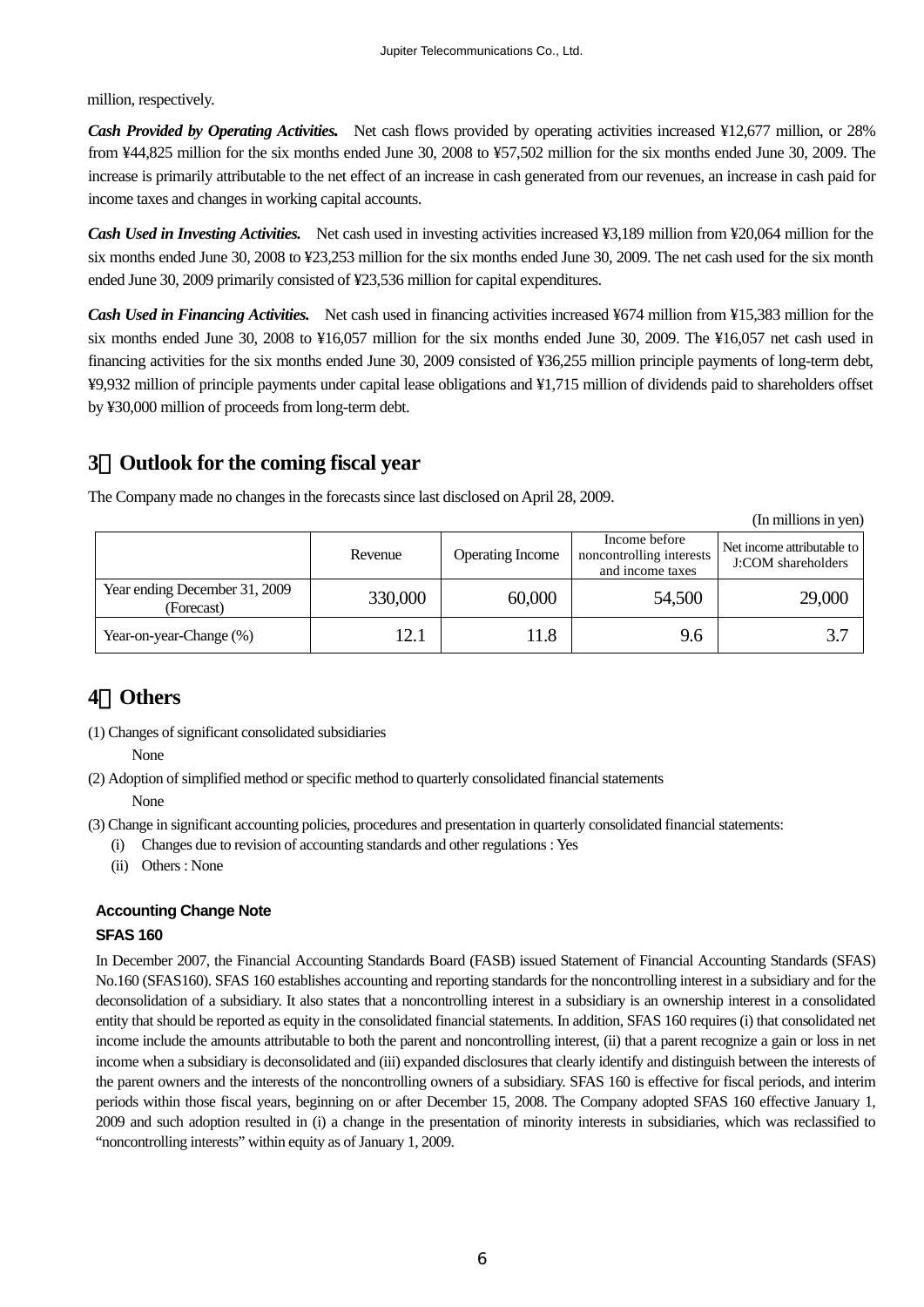million, respectively.

***Cash Provided by Operating Activities.*** Net cash flows provided by operating activities increased ¥12,677 million, or 28% from ¥44,825 million for the six months ended June 30, 2008 to ¥57,502 million for the six months ended June 30, 2009. The increase is primarily attributable to the net effect of an increase in cash generated from our revenues, an increase in cash paid for income taxes and changes in working capital accounts.

***Cash Used in Investing Activities.*** Net cash used in investing activities increased ¥3,189 million from ¥20,064 million for the six months ended June 30, 2008 to ¥23,253 million for the six months ended June 30, 2009. The net cash used for the six month ended June 30, 2009 primarily consisted of ¥23,536 million for capital expenditures.

***Cash Used in Financing Activities.*** Net cash used in financing activities increased ¥674 million from ¥15,383 million for the six months ended June 30, 2008 to ¥16,057 million for the six months ended June 30, 2009. The ¥16,057 net cash used in financing activities for the six months ended June 30, 2009 consisted of ¥36,255 million principle payments of long-term debt, ¥9,932 million of principle payments under capital lease obligations and ¥1,715 million of dividends paid to shareholders offset by ¥30,000 million of proceeds from long-term debt.

## 3．Outlook for the coming fiscal year

The Company made no changes in the forecasts since last disclosed on April 28, 2009.

(In millions in yen)

| | Revenue | Operating Income | Income before noncontrolling interests and income taxes | Net income attributable to J:COM shareholders |
|---|---|---|---|---|
| Year ending December 31, 2009 (Forecast) | 330,000 | 60,000 | 54,500 | 29,000 |
| Year-on-year-Change (%) | 12.1 | 11.8 | 9.6 | 3.7 |

## 4．Others

(1) Changes of significant consolidated subsidiaries

None

(2) Adoption of simplified method or specific method to quarterly consolidated financial statements

None

(3) Change in significant accounting policies, procedures and presentation in quarterly consolidated financial statements:

(i) Changes due to revision of accounting standards and other regulations : Yes

(ii) Others : None

**Accounting Change Note**

**SFAS 160**

In December 2007, the Financial Accounting Standards Board (FASB) issued Statement of Financial Accounting Standards (SFAS) No.160 (SFAS160). SFAS 160 establishes accounting and reporting standards for the noncontrolling interest in a subsidiary and for the deconsolidation of a subsidiary. It also states that a noncontrolling interest in a subsidiary is an ownership interest in a consolidated entity that should be reported as equity in the consolidated financial statements. In addition, SFAS 160 requires (i) that consolidated net income include the amounts attributable to both the parent and noncontrolling interest, (ii) that a parent recognize a gain or loss in net income when a subsidiary is deconsolidated and (iii) expanded disclosures that clearly identify and distinguish between the interests of the parent owners and the interests of the noncontrolling owners of a subsidiary. SFAS 160 is effective for fiscal periods, and interim periods within those fiscal years, beginning on or after December 15, 2008. The Company adopted SFAS 160 effective January 1, 2009 and such adoption resulted in (i) a change in the presentation of minority interests in subsidiaries, which was reclassified to "noncontrolling interests" within equity as of January 1, 2009.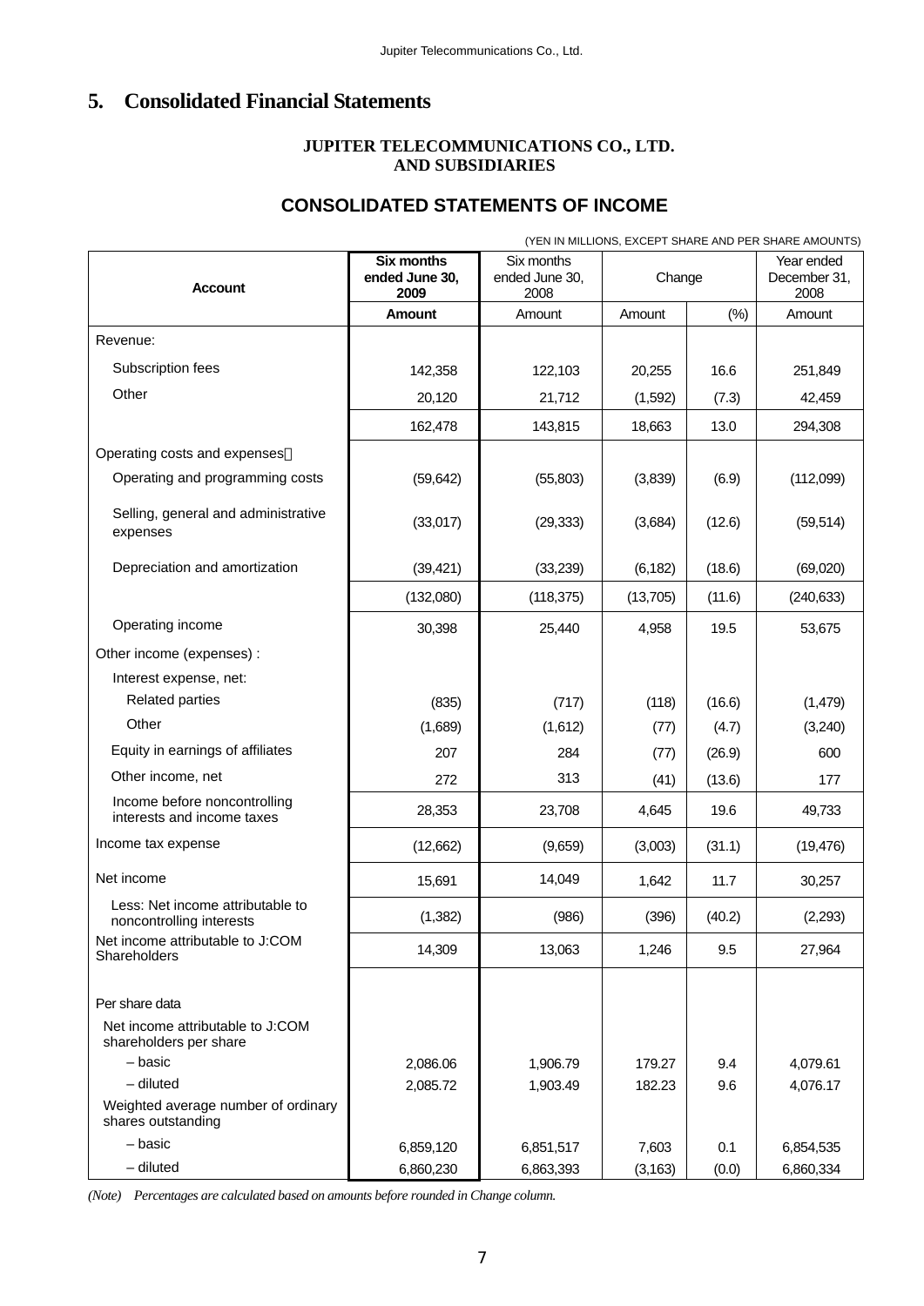# 5. Consolidated Financial Statements

**JUPITER TELECOMMUNICATIONS CO., LTD.
AND SUBSIDIARIES**

## CONSOLIDATED STATEMENTS OF INCOME

(YEN IN MILLIONS, EXCEPT SHARE AND PER SHARE AMOUNTS)

| Account | Six months ended June 30, 2009 | Six months ended June 30, 2008 | Change | | Year ended December 31, 2008 |
|---|---|---|---|---|---|
| | **Amount** | Amount | Amount | (%) | Amount |
| Revenue: | | | | | |
| Subscription fees | 142,358 | 122,103 | 20,255 | 16.6 | 251,849 |
| Other | 20,120 | 21,712 | (1,592) | (7.3) | 42,459 |
| | 162,478 | 143,815 | 18,663 | 13.0 | 294,308 |
| Operating costs and expenses： | | | | | |
| Operating and programming costs | (59,642) | (55,803) | (3,839) | (6.9) | (112,099) |
| Selling, general and administrative expenses | (33,017) | (29,333) | (3,684) | (12.6) | (59,514) |
| Depreciation and amortization | (39,421) | (33,239) | (6,182) | (18.6) | (69,020) |
| | (132,080) | (118,375) | (13,705) | (11.6) | (240,633) |
| Operating income | 30,398 | 25,440 | 4,958 | 19.5 | 53,675 |
| Other income (expenses) : | | | | | |
| Interest expense, net: | | | | | |
| Related parties | (835) | (717) | (118) | (16.6) | (1,479) |
| Other | (1,689) | (1,612) | (77) | (4.7) | (3,240) |
| Equity in earnings of affiliates | 207 | 284 | (77) | (26.9) | 600 |
| Other income, net | 272 | 313 | (41) | (13.6) | 177 |
| Income before noncontrolling interests and income taxes | 28,353 | 23,708 | 4,645 | 19.6 | 49,733 |
| Income tax expense | (12,662) | (9,659) | (3,003) | (31.1) | (19,476) |
| Net income | 15,691 | 14,049 | 1,642 | 11.7 | 30,257 |
| Less: Net income attributable to noncontrolling interests | (1,382) | (986) | (396) | (40.2) | (2,293) |
| Net income attributable to J:COM Shareholders | 14,309 | 13,063 | 1,246 | 9.5 | 27,964 |
| Per share data | | | | | |
| Net income attributable to J:COM shareholders per share | | | | | |
| – basic | 2,086.06 | 1,906.79 | 179.27 | 9.4 | 4,079.61 |
| – diluted | 2,085.72 | 1,903.49 | 182.23 | 9.6 | 4,076.17 |
| Weighted average number of ordinary shares outstanding | | | | | |
| – basic | 6,859,120 | 6,851,517 | 7,603 | 0.1 | 6,854,535 |
| – diluted | 6,860,230 | 6,863,393 | (3,163) | (0.0) | 6,860,334 |

*(Note) Percentages are calculated based on amounts before rounded in Change column.*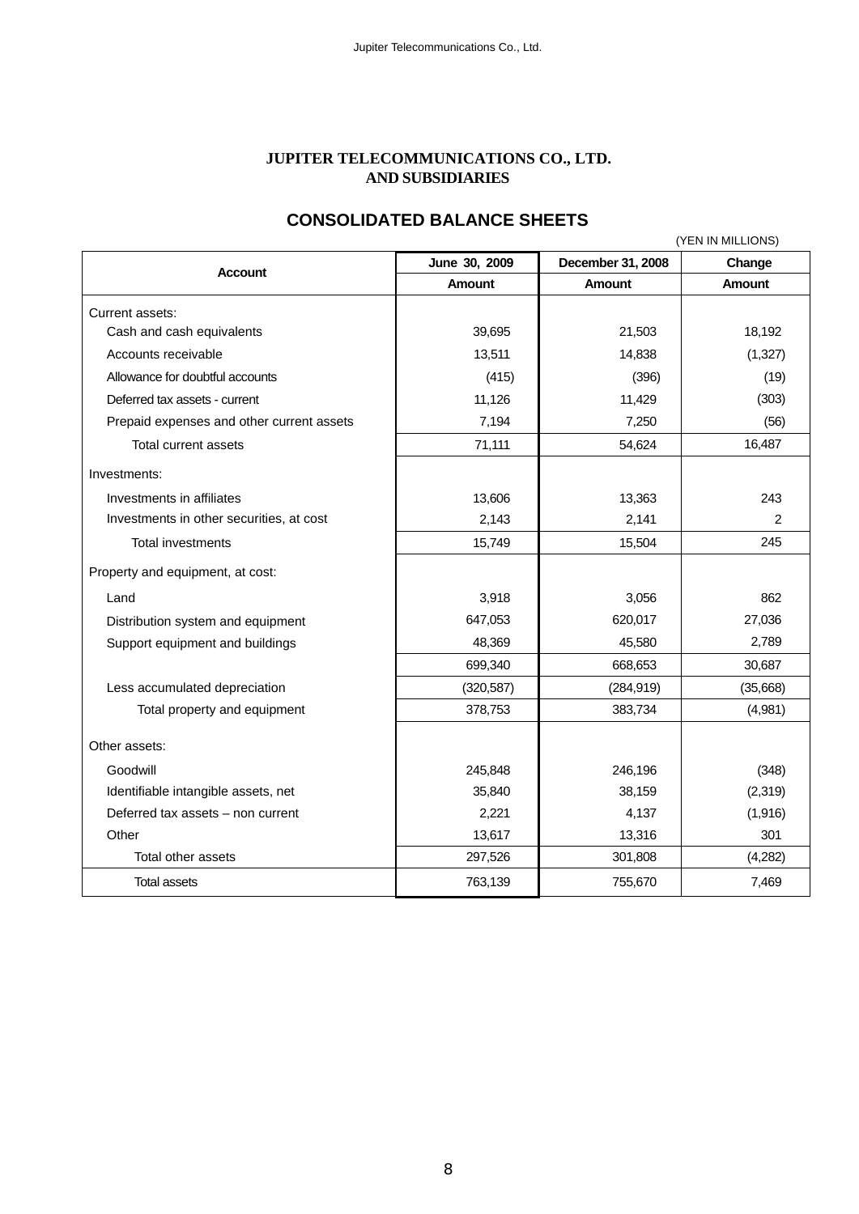**JUPITER TELECOMMUNICATIONS CO., LTD.**
**AND SUBSIDIARIES**

## CONSOLIDATED BALANCE SHEETS

(YEN IN MILLIONS)

| Account | June 30, 2009 | December 31, 2008 | Change |
|---|---|---|---|
| | Amount | Amount | Amount |
| Current assets: | | | |
| Cash and cash equivalents | 39,695 | 21,503 | 18,192 |
| Accounts receivable | 13,511 | 14,838 | (1,327) |
| Allowance for doubtful accounts | (415) | (396) | (19) |
| Deferred tax assets - current | 11,126 | 11,429 | (303) |
| Prepaid expenses and other current assets | 7,194 | 7,250 | (56) |
| Total current assets | 71,111 | 54,624 | 16,487 |
| Investments: | | | |
| Investments in affiliates | 13,606 | 13,363 | 243 |
| Investments in other securities, at cost | 2,143 | 2,141 | 2 |
| Total investments | 15,749 | 15,504 | 245 |
| Property and equipment, at cost: | | | |
| Land | 3,918 | 3,056 | 862 |
| Distribution system and equipment | 647,053 | 620,017 | 27,036 |
| Support equipment and buildings | 48,369 | 45,580 | 2,789 |
| | 699,340 | 668,653 | 30,687 |
| Less accumulated depreciation | (320,587) | (284,919) | (35,668) |
| Total property and equipment | 378,753 | 383,734 | (4,981) |
| Other assets: | | | |
| Goodwill | 245,848 | 246,196 | (348) |
| Identifiable intangible assets, net | 35,840 | 38,159 | (2,319) |
| Deferred tax assets – non current | 2,221 | 4,137 | (1,916) |
| Other | 13,617 | 13,316 | 301 |
| Total other assets | 297,526 | 301,808 | (4,282) |
| Total assets | 763,139 | 755,670 | 7,469 |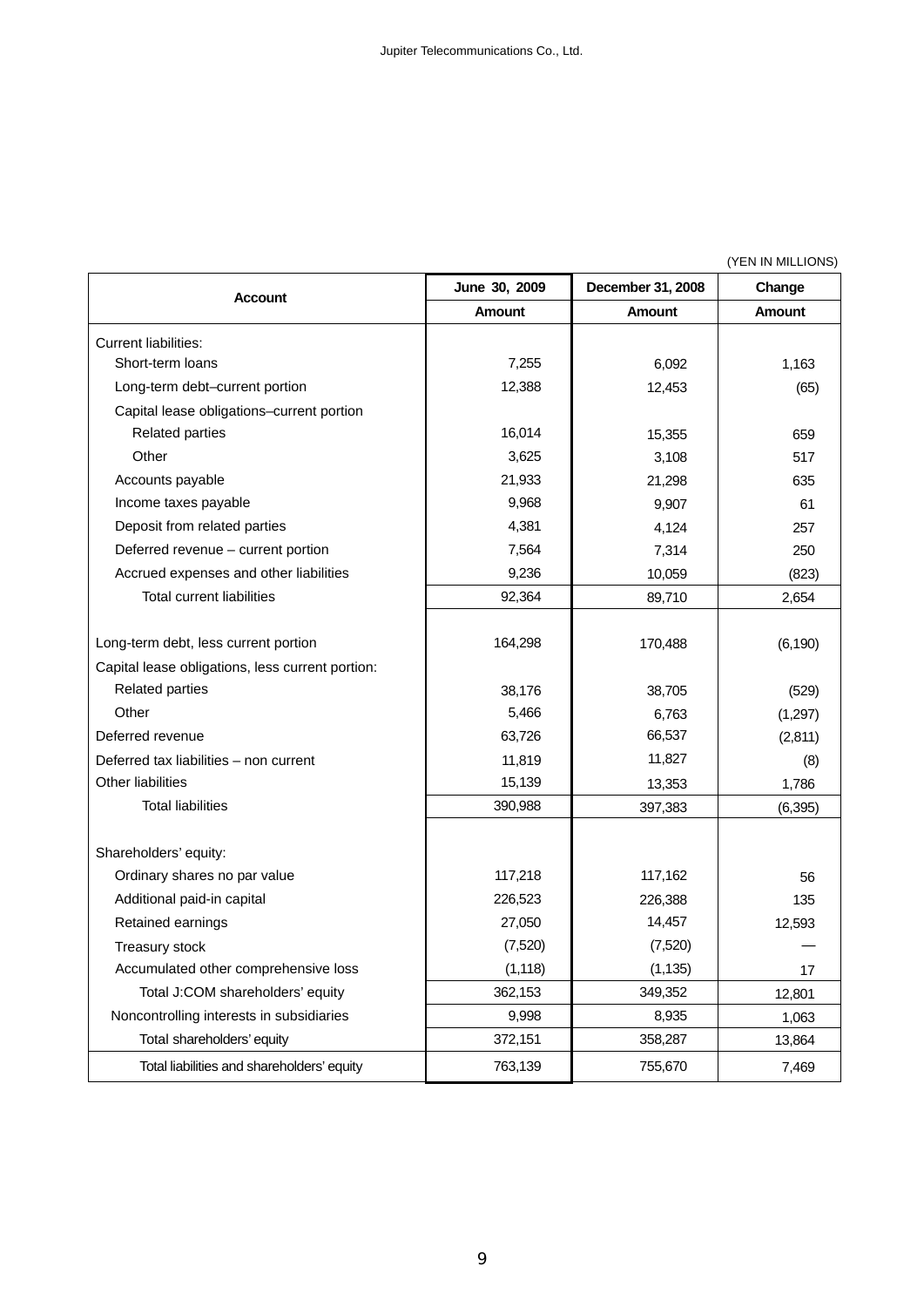(YEN IN MILLIONS)

| Account | June 30, 2009 | December 31, 2008 | Change |
|---|---|---|---|
| | Amount | Amount | Amount |
| Current liabilities: | | | |
| Short-term loans | 7,255 | 6,092 | 1,163 |
| Long-term debt–current portion | 12,388 | 12,453 | (65) |
| Capital lease obligations–current portion | | | |
| Related parties | 16,014 | 15,355 | 659 |
| Other | 3,625 | 3,108 | 517 |
| Accounts payable | 21,933 | 21,298 | 635 |
| Income taxes payable | 9,968 | 9,907 | 61 |
| Deposit from related parties | 4,381 | 4,124 | 257 |
| Deferred revenue – current portion | 7,564 | 7,314 | 250 |
| Accrued expenses and other liabilities | 9,236 | 10,059 | (823) |
| Total current liabilities | 92,364 | 89,710 | 2,654 |
| | | | |
| Long-term debt, less current portion | 164,298 | 170,488 | (6,190) |
| Capital lease obligations, less current portion: | | | |
| Related parties | 38,176 | 38,705 | (529) |
| Other | 5,466 | 6,763 | (1,297) |
| Deferred revenue | 63,726 | 66,537 | (2,811) |
| Deferred tax liabilities – non current | 11,819 | 11,827 | (8) |
| Other liabilities | 15,139 | 13,353 | 1,786 |
| Total liabilities | 390,988 | 397,383 | (6,395) |
| | | | |
| Shareholders' equity: | | | |
| Ordinary shares no par value | 117,218 | 117,162 | 56 |
| Additional paid-in capital | 226,523 | 226,388 | 135 |
| Retained earnings | 27,050 | 14,457 | 12,593 |
| Treasury stock | (7,520) | (7,520) | — |
| Accumulated other comprehensive loss | (1,118) | (1,135) | 17 |
| Total J:COM shareholders' equity | 362,153 | 349,352 | 12,801 |
| Noncontrolling interests in subsidiaries | 9,998 | 8,935 | 1,063 |
| Total shareholders' equity | 372,151 | 358,287 | 13,864 |
| Total liabilities and shareholders' equity | 763,139 | 755,670 | 7,469 |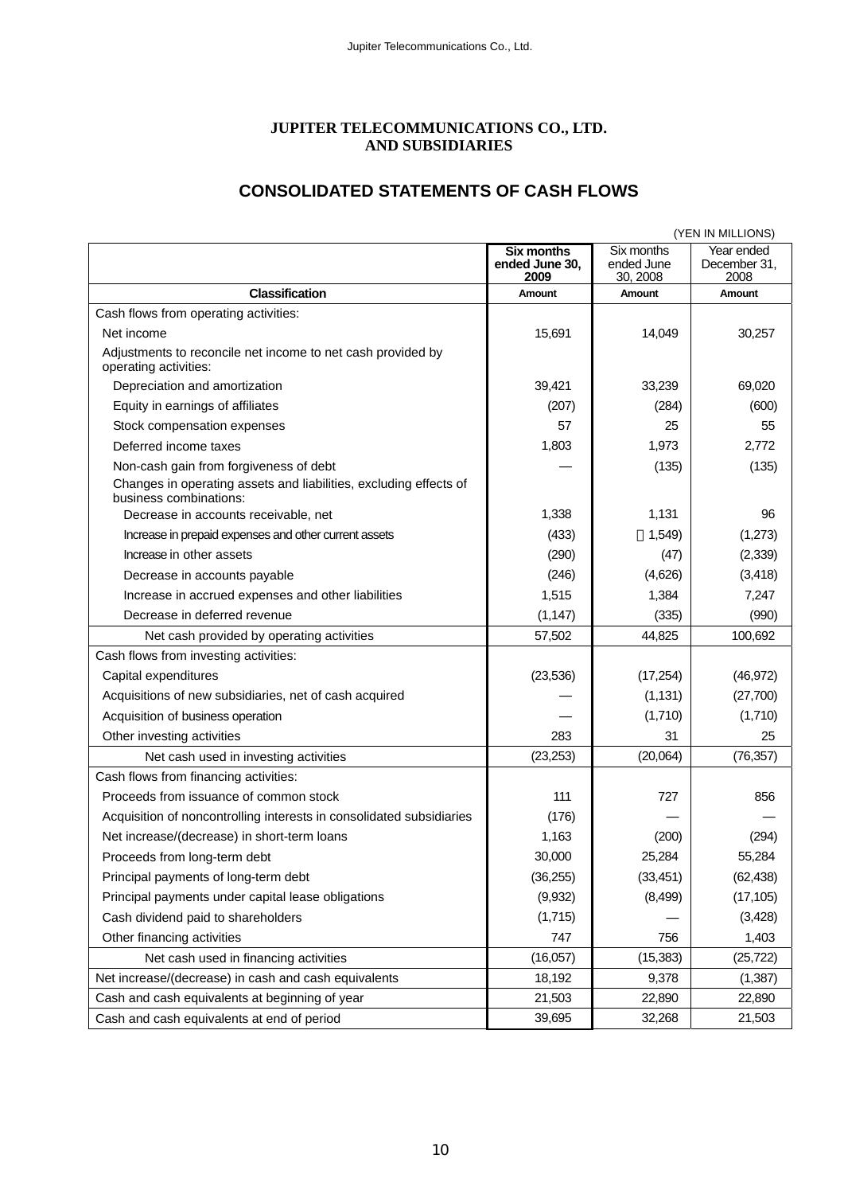# JUPITER TELECOMMUNICATIONS CO., LTD.
# AND SUBSIDIARIES

## CONSOLIDATED STATEMENTS OF CASH FLOWS

(YEN IN MILLIONS)

| Classification | **Six months ended June 30, 2009** Amount | Six months ended June 30, 2008 Amount | Year ended December 31, 2008 Amount |
|---|---|---|---|
| Cash flows from operating activities: | | | |
| Net income | 15,691 | 14,049 | 30,257 |
| Adjustments to reconcile net income to net cash provided by operating activities: | | | |
| Depreciation and amortization | 39,421 | 33,239 | 69,020 |
| Equity in earnings of affiliates | (207) | (284) | (600) |
| Stock compensation expenses | 57 | 25 | 55 |
| Deferred income taxes | 1,803 | 1,973 | 2,772 |
| Non-cash gain from forgiveness of debt | — | (135) | (135) |
| Changes in operating assets and liabilities, excluding effects of business combinations: | | | |
| Decrease in accounts receivable, net | 1,338 | 1,131 | 96 |
| Increase in prepaid expenses and other current assets | (433) | （1,549) | (1,273) |
| Increase in other assets | (290) | (47) | (2,339) |
| Decrease in accounts payable | (246) | (4,626) | (3,418) |
| Increase in accrued expenses and other liabilities | 1,515 | 1,384 | 7,247 |
| Decrease in deferred revenue | (1,147) | (335) | (990) |
| Net cash provided by operating activities | 57,502 | 44,825 | 100,692 |
| Cash flows from investing activities: | | | |
| Capital expenditures | (23,536) | (17,254) | (46,972) |
| Acquisitions of new subsidiaries, net of cash acquired | — | (1,131) | (27,700) |
| Acquisition of business operation | — | (1,710) | (1,710) |
| Other investing activities | 283 | 31 | 25 |
| Net cash used in investing activities | (23,253) | (20,064) | (76,357) |
| Cash flows from financing activities: | | | |
| Proceeds from issuance of common stock | 111 | 727 | 856 |
| Acquisition of noncontrolling interests in consolidated subsidiaries | (176) | — | — |
| Net increase/(decrease) in short-term loans | 1,163 | (200) | (294) |
| Proceeds from long-term debt | 30,000 | 25,284 | 55,284 |
| Principal payments of long-term debt | (36,255) | (33,451) | (62,438) |
| Principal payments under capital lease obligations | (9,932) | (8,499) | (17,105) |
| Cash dividend paid to shareholders | (1,715) | — | (3,428) |
| Other financing activities | 747 | 756 | 1,403 |
| Net cash used in financing activities | (16,057) | (15,383) | (25,722) |
| Net increase/(decrease) in cash and cash equivalents | 18,192 | 9,378 | (1,387) |
| Cash and cash equivalents at beginning of year | 21,503 | 22,890 | 22,890 |
| Cash and cash equivalents at end of period | 39,695 | 32,268 | 21,503 |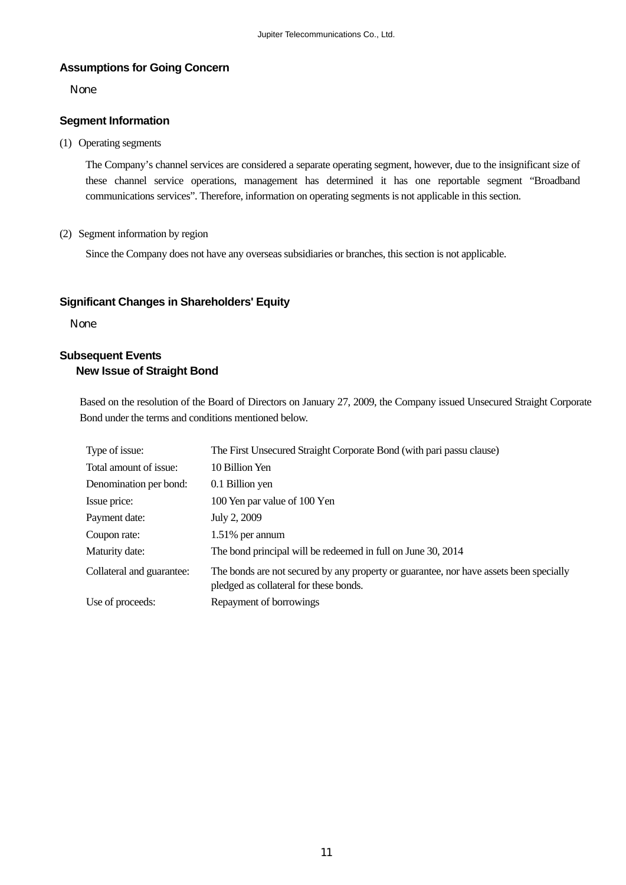## Assumptions for Going Concern

None

## Segment Information

(1) Operating segments

The Company's channel services are considered a separate operating segment, however, due to the insignificant size of these channel service operations, management has determined it has one reportable segment "Broadband communications services". Therefore, information on operating segments is not applicable in this section.

(2) Segment information by region

Since the Company does not have any overseas subsidiaries or branches, this section is not applicable.

## Significant Changes in Shareholders' Equity

None

## Subsequent Events

### New Issue of Straight Bond

Based on the resolution of the Board of Directors on January 27, 2009, the Company issued Unsecured Straight Corporate Bond under the terms and conditions mentioned below.

| | |
|---|---|
| Type of issue: | The First Unsecured Straight Corporate Bond (with pari passu clause) |
| Total amount of issue: | 10 Billion Yen |
| Denomination per bond: | 0.1 Billion yen |
| Issue price: | 100 Yen par value of 100 Yen |
| Payment date: | July 2, 2009 |
| Coupon rate: | 1.51% per annum |
| Maturity date: | The bond principal will be redeemed in full on June 30, 2014 |
| Collateral and guarantee: | The bonds are not secured by any property or guarantee, nor have assets been specially pledged as collateral for these bonds. |
| Use of proceeds: | Repayment of borrowings |